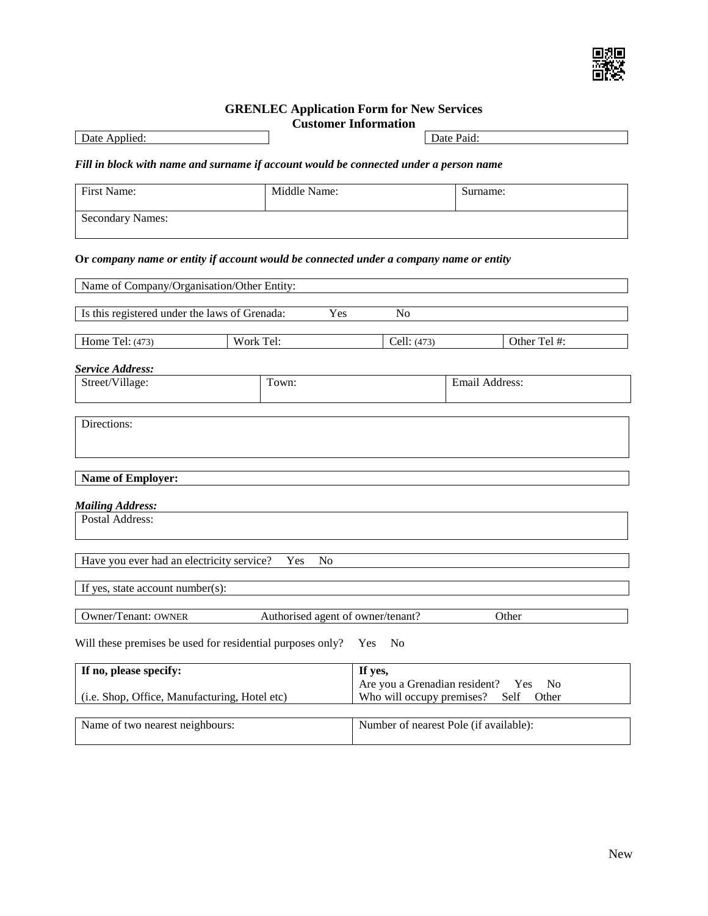## GRENLEC Application Form for New Services

### Customer Information

| | |
|---|---|
| Date Applied: | Date Paid: |

***Fill in block with name and surname if account would be connected under a person name***

| | | |
|---|---|---|
| First Name: | Middle Name: | Surname: |
| Secondary Names: | | |

**Or** ***company name or entity if account would be connected under a company name or entity***

Name of Company/Organisation/Other Entity:

Is this registered under the laws of Grenada: Yes No

| | | | |
|---|---|---|---|
| Home Tel: (473) | Work Tel: | Cell: (473) | Other Tel #: |

***Service Address:***

| | | |
|---|---|---|
| Street/Village: | Town: | Email Address: |

Directions:

**Name of Employer:**

***Mailing Address:***

Postal Address:

Have you ever had an electricity service? Yes No

If yes, state account number(s):

Owner/Tenant: OWNER Authorised agent of owner/tenant? Other

Will these premises be used for residential purposes only? Yes No

| | |
|---|---|
| **If no, please specify:** (i.e. Shop, Office, Manufacturing, Hotel etc) | **If yes,** Are you a Grenadian resident? Yes No<br>Who will occupy premises? Self Other |

| | |
|---|---|
| Name of two nearest neighbours: | Number of nearest Pole (if available): |

New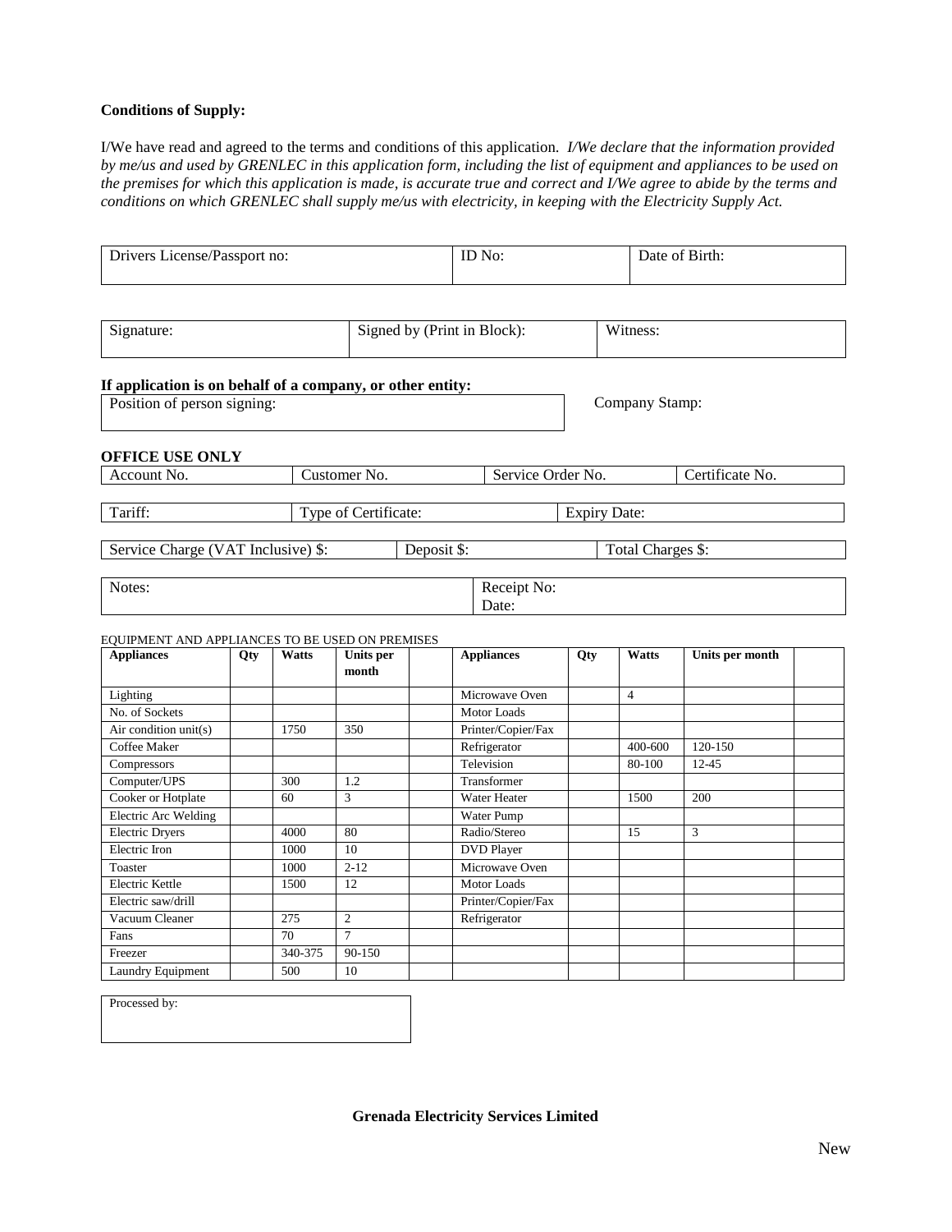**Conditions of Supply:**

I/We have read and agreed to the terms and conditions of this application. *I/We declare that the information provided by me/us and used by GRENLEC in this application form, including the list of equipment and appliances to be used on the premises for which this application is made, is accurate true and correct and I/We agree to abide by the terms and conditions on which GRENLEC shall supply me/us with electricity, in keeping with the Electricity Supply Act.*

| Drivers License/Passport no: | ID No: | Date of Birth: |
|---|---|---|

| Signature: | Signed by (Print in Block): | Witness: |
|---|---|---|

**If application is on behalf of a company, or other entity:**

| Position of person signing: | Company Stamp: |
|---|---|

**OFFICE USE ONLY**

| Account No. | Customer No. | Service Order No. | Certificate No. |
|---|---|---|---|

| Tariff: | Type of Certificate: | Expiry Date: |
|---|---|---|

| Service Charge (VAT Inclusive) $: | Deposit $: | Total Charges $: |
|---|---|---|

| Notes: | Receipt No:<br>Date: |
|---|---|

EQUIPMENT AND APPLIANCES TO BE USED ON PREMISES

| Appliances | Qty | Watts | Units per month | | Appliances | Qty | Watts | Units per month | |
|---|---|---|---|---|---|---|---|---|---|
| Lighting | | | | | Microwave Oven | | 4 | | |
| No. of Sockets | | | | | Motor Loads | | | | |
| Air condition unit(s) | | 1750 | 350 | | Printer/Copier/Fax | | | | |
| Coffee Maker | | | | | Refrigerator | | 400-600 | 120-150 | |
| Compressors | | | | | Television | | 80-100 | 12-45 | |
| Computer/UPS | | 300 | 1.2 | | Transformer | | | | |
| Cooker or Hotplate | | 60 | 3 | | Water Heater | | 1500 | 200 | |
| Electric Arc Welding | | | | | Water Pump | | | | |
| Electric Dryers | | 4000 | 80 | | Radio/Stereo | | 15 | 3 | |
| Electric Iron | | 1000 | 10 | | DVD Player | | | | |
| Toaster | | 1000 | 2-12 | | Microwave Oven | | | | |
| Electric Kettle | | 1500 | 12 | | Motor Loads | | | | |
| Electric saw/drill | | | | | Printer/Copier/Fax | | | | |
| Vacuum Cleaner | | 275 | 2 | | Refrigerator | | | | |
| Fans | | 70 | 7 | | | | | | |
| Freezer | | 340-375 | 90-150 | | | | | | |
| Laundry Equipment | | 500 | 10 | | | | | | |

| Processed by: |
|---|

**Grenada Electricity Services Limited**

New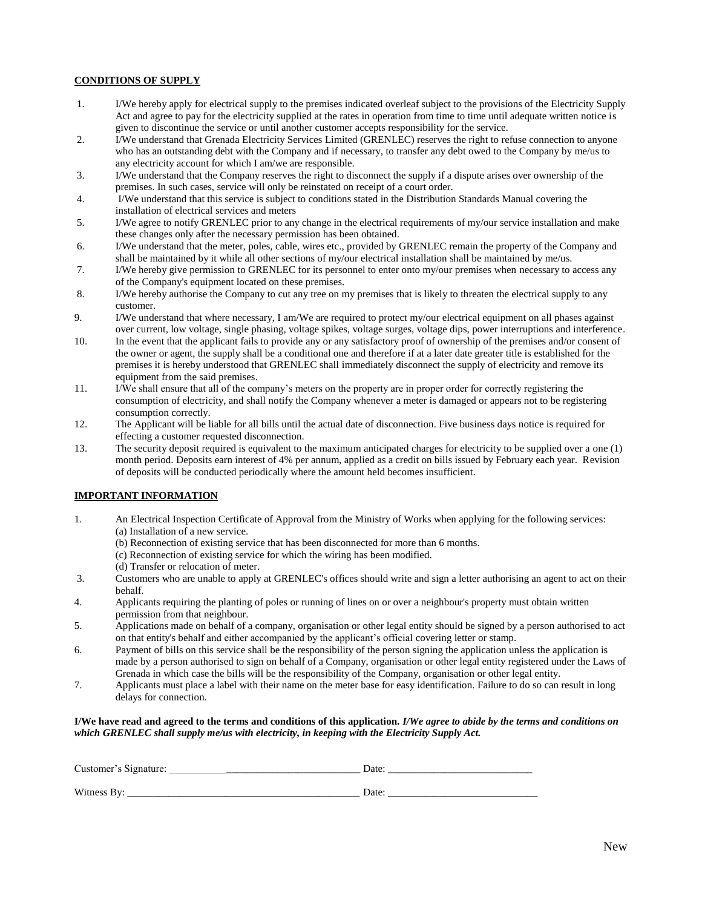**CONDITIONS OF SUPPLY**

1. I/We hereby apply for electrical supply to the premises indicated overleaf subject to the provisions of the Electricity Supply Act and agree to pay for the electricity supplied at the rates in operation from time to time until adequate written notice is given to discontinue the service or until another customer accepts responsibility for the service.
2. I/We understand that Grenada Electricity Services Limited (GRENLEC) reserves the right to refuse connection to anyone who has an outstanding debt with the Company and if necessary, to transfer any debt owed to the Company by me/us to any electricity account for which I am/we are responsible.
3. I/We understand that the Company reserves the right to disconnect the supply if a dispute arises over ownership of the premises. In such cases, service will only be reinstated on receipt of a court order.
4. I/We understand that this service is subject to conditions stated in the Distribution Standards Manual covering the installation of electrical services and meters
5. I/We agree to notify GRENLEC prior to any change in the electrical requirements of my/our service installation and make these changes only after the necessary permission has been obtained.
6. I/We understand that the meter, poles, cable, wires etc., provided by GRENLEC remain the property of the Company and shall be maintained by it while all other sections of my/our electrical installation shall be maintained by me/us.
7. I/We hereby give permission to GRENLEC for its personnel to enter onto my/our premises when necessary to access any of the Company's equipment located on these premises.
8. I/We hereby authorise the Company to cut any tree on my premises that is likely to threaten the electrical supply to any customer.
9. I/We understand that where necessary, I am/We are required to protect my/our electrical equipment on all phases against over current, low voltage, single phasing, voltage spikes, voltage surges, voltage dips, power interruptions and interference.
10. In the event that the applicant fails to provide any or any satisfactory proof of ownership of the premises and/or consent of the owner or agent, the supply shall be a conditional one and therefore if at a later date greater title is established for the premises it is hereby understood that GRENLEC shall immediately disconnect the supply of electricity and remove its equipment from the said premises.
11. I/We shall ensure that all of the company's meters on the property are in proper order for correctly registering the consumption of electricity, and shall notify the Company whenever a meter is damaged or appears not to be registering consumption correctly.
12. The Applicant will be liable for all bills until the actual date of disconnection. Five business days notice is required for effecting a customer requested disconnection.
13. The security deposit required is equivalent to the maximum anticipated charges for electricity to be supplied over a one (1) month period. Deposits earn interest of 4% per annum, applied as a credit on bills issued by February each year. Revision of deposits will be conducted periodically where the amount held becomes insufficient.

**IMPORTANT INFORMATION**

1. An Electrical Inspection Certificate of Approval from the Ministry of Works when applying for the following services:
   (a) Installation of a new service.
   (b) Reconnection of existing service that has been disconnected for more than 6 months.
   (c) Reconnection of existing service for which the wiring has been modified.
   (d) Transfer or relocation of meter.
3. Customers who are unable to apply at GRENLEC's offices should write and sign a letter authorising an agent to act on their behalf.
4. Applicants requiring the planting of poles or running of lines on or over a neighbour's property must obtain written permission from that neighbour.
5. Applications made on behalf of a company, organisation or other legal entity should be signed by a person authorised to act on that entity's behalf and either accompanied by the applicant's official covering letter or stamp.
6. Payment of bills on this service shall be the responsibility of the person signing the application unless the application is made by a person authorised to sign on behalf of a Company, organisation or other legal entity registered under the Laws of Grenada in which case the bills will be the responsibility of the Company, organisation or other legal entity.
7. Applicants must place a label with their name on the meter base for easy identification. Failure to do so can result in long delays for connection.

**I/We have read and agreed to the terms and conditions of this application.** ***I/We agree to abide by the terms and conditions on which GRENLEC shall supply me/us with electricity, in keeping with the Electricity Supply Act.***

Customer's Signature: ______________________________________ Date: ____________________________

Witness By: _______________________________________________ Date: _____________________________

New